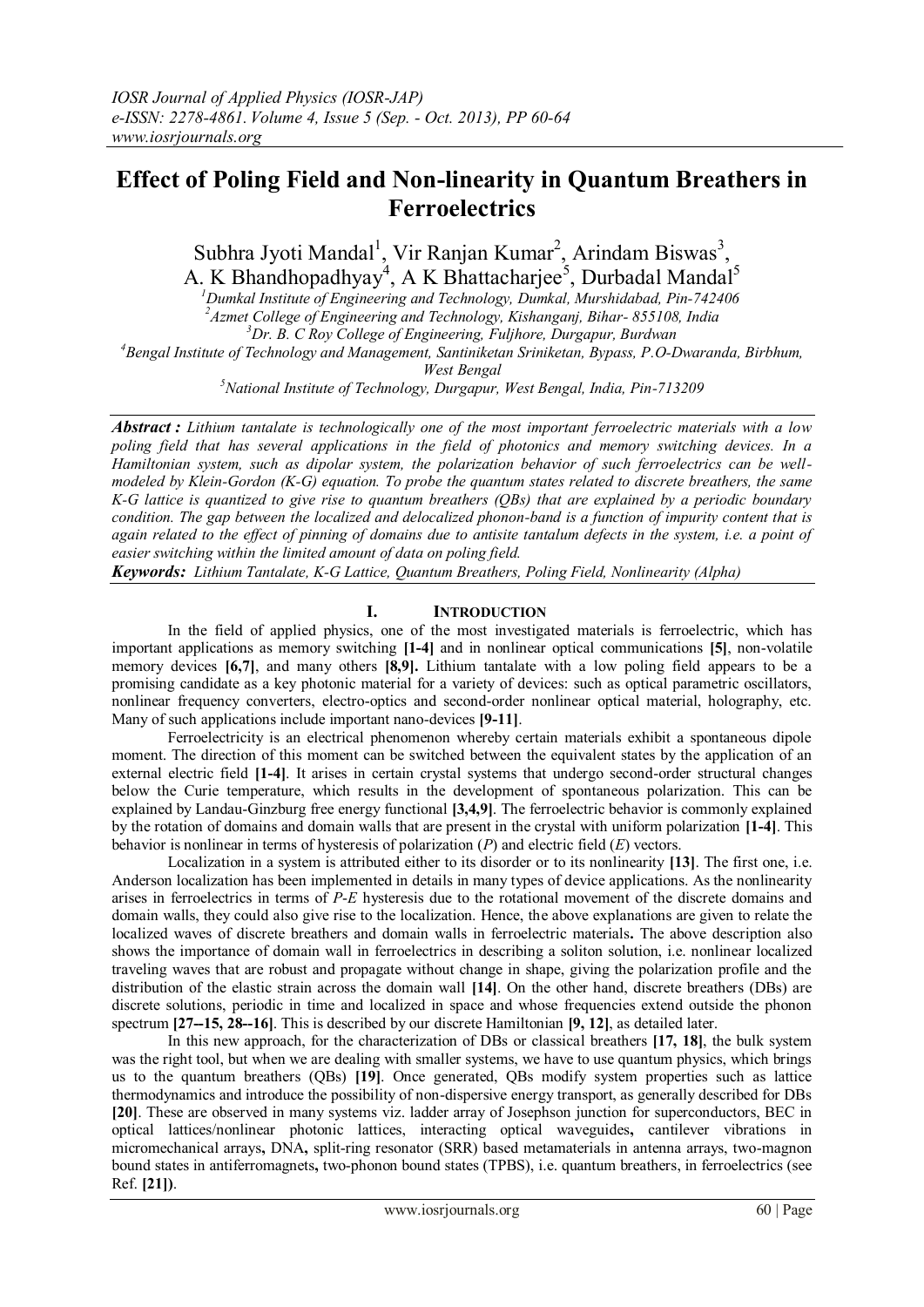# Effect of Poling Field and Non-linearity in Quantum Breathers in Ferroelectrics

Subhra Jyoti Mandal[1], Vir Ranjan Kumar[2], Arindam Biswas[3], A. K Bhandhopadhyay[4], A K Bhattacharjee[5], Durbadal Mandal[5]

[1]Dumkal Institute of Engineering and Technology, Dumkal, Murshidabad, Pin-742406
[2]Azmet College of Engineering and Technology, Kishanganj, Bihar- 855108, India
[3]Dr. B. C Roy College of Engineering, Fuljhore, Durgapur, Burdwan
[4]Bengal Institute of Technology and Management, Santiniketan Sriniketan, Bypass, P.O-Dwaranda, Birbhum, West Bengal
[5]National Institute of Technology, Durgapur, West Bengal, India, Pin-713209

***Abstract :*** *Lithium tantalate is technologically one of the most important ferroelectric materials with a low poling field that has several applications in the field of photonics and memory switching devices. In a Hamiltonian system, such as dipolar system, the polarization behavior of such ferroelectrics can be well-modeled by Klein-Gordon (K-G) equation. To probe the quantum states related to discrete breathers, the same K-G lattice is quantized to give rise to quantum breathers (QBs) that are explained by a periodic boundary condition. The gap between the localized and delocalized phonon-band is a function of impurity content that is again related to the effect of pinning of domains due to antisite tantalum defects in the system, i.e. a point of easier switching within the limited amount of data on poling field.*

***Keywords:*** *Lithium Tantalate, K-G Lattice, Quantum Breathers, Poling Field, Nonlinearity (Alpha)*

## I. Introduction

In the field of applied physics, one of the most investigated materials is ferroelectric, which has important applications as memory switching **[1-4]** and in nonlinear optical communications **[5]**, non-volatile memory devices **[6,7]**, and many others **[8,9]**. Lithium tantalate with a low poling field appears to be a promising candidate as a key photonic material for a variety of devices: such as optical parametric oscillators, nonlinear frequency converters, electro-optics and second-order nonlinear optical material, holography, etc. Many of such applications include important nano-devices **[9-11]**.

Ferroelectricity is an electrical phenomenon whereby certain materials exhibit a spontaneous dipole moment. The direction of this moment can be switched between the equivalent states by the application of an external electric field **[1-4]**. It arises in certain crystal systems that undergo second-order structural changes below the Curie temperature, which results in the development of spontaneous polarization. This can be explained by Landau-Ginzburg free energy functional **[3,4,9]**. The ferroelectric behavior is commonly explained by the rotation of domains and domain walls that are present in the crystal with uniform polarization **[1-4]**. This behavior is nonlinear in terms of hysteresis of polarization (*P*) and electric field (*E*) vectors.

Localization in a system is attributed either to its disorder or to its nonlinearity **[13]**. The first one, i.e. Anderson localization has been implemented in details in many types of device applications. As the nonlinearity arises in ferroelectrics in terms of *P-E* hysteresis due to the rotational movement of the discrete domains and domain walls, they could also give rise to the localization. Hence, the above explanations are given to relate the localized waves of discrete breathers and domain walls in ferroelectric materials**.** The above description also shows the importance of domain wall in ferroelectrics in describing a soliton solution, i.e. nonlinear localized traveling waves that are robust and propagate without change in shape, giving the polarization profile and the distribution of the elastic strain across the domain wall **[14]**. On the other hand, discrete breathers (DBs) are discrete solutions, periodic in time and localized in space and whose frequencies extend outside the phonon spectrum **[27--15, 28--16]**. This is described by our discrete Hamiltonian **[9, 12]**, as detailed later.

In this new approach, for the characterization of DBs or classical breathers **[17, 18]**, the bulk system was the right tool, but when we are dealing with smaller systems, we have to use quantum physics, which brings us to the quantum breathers (QBs) **[19]**. Once generated, QBs modify system properties such as lattice thermodynamics and introduce the possibility of non-dispersive energy transport, as generally described for DBs **[20]**. These are observed in many systems viz. ladder array of Josephson junction for superconductors, BEC in optical lattices/nonlinear photonic lattices, interacting optical waveguides**,** cantilever vibrations in micromechanical arrays**,** DNA**,** split-ring resonator (SRR) based metamaterials in antenna arrays, two-magnon bound states in antiferromagnets**,** two-phonon bound states (TPBS), i.e. quantum breathers, in ferroelectrics (see Ref. **[21])**.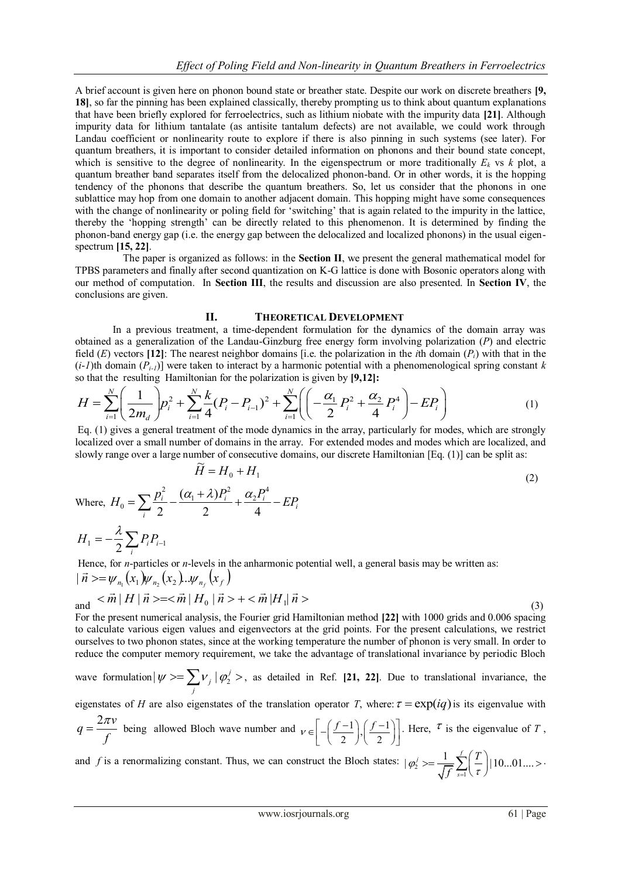A brief account is given here on phonon bound state or breather state. Despite our work on discrete breathers **[9, 18]**, so far the pinning has been explained classically, thereby prompting us to think about quantum explanations that have been briefly explored for ferroelectrics, such as lithium niobate with the impurity data **[21]**. Although impurity data for lithium tantalate (as antisite tantalum defects) are not available, we could work through Landau coefficient or nonlinearity route to explore if there is also pinning in such systems (see later). For quantum breathers, it is important to consider detailed information on phonons and their bound state concept, which is sensitive to the degree of nonlinearity. In the eigenspectrum or more traditionally $E_k$ vs $k$ plot, a quantum breather band separates itself from the delocalized phonon-band. Or in other words, it is the hopping tendency of the phonons that describe the quantum breathers. So, let us consider that the phonons in one sublattice may hop from one domain to another adjacent domain. This hopping might have some consequences with the change of nonlinearity or poling field for 'switching' that is again related to the impurity in the lattice, thereby the 'hopping strength' can be directly related to this phenomenon. It is determined by finding the phonon-band energy gap (i.e. the energy gap between the delocalized and localized phonons) in the usual eigen-spectrum **[15, 22]**.

The paper is organized as follows: in the **Section II**, we present the general mathematical model for TPBS parameters and finally after second quantization on K-G lattice is done with Bosonic operators along with our method of computation. In **Section III**, the results and discussion are also presented. In **Section IV**, the conclusions are given.

## II. Theoretical Development

In a previous treatment, a time-dependent formulation for the dynamics of the domain array was obtained as a generalization of the Landau-Ginzburg free energy form involving polarization ($P$) and electric field ($E$) vectors **[12]**: The nearest neighbor domains [i.e. the polarization in the $i$th domain ($P_i$) with that in the ($i$-1)th domain ($P_{i-1}$)] were taken to interact by a harmonic potential with a phenomenological spring constant $k$ so that the resulting Hamiltonian for the polarization is given by **[9,12]:**

$$H = \sum_{i=1}^{N}\left(\frac{1}{2m_d}\right)p_i^2 + \sum_{i=1}^{N}\frac{k}{4}(P_i - P_{i-1})^2 + \sum_{i=1}^{N}\left(\left(-\frac{\alpha_1}{2}P_i^2 + \frac{\alpha_2}{4}P_i^4\right) - EP_i\right) \tag{1}$$

Eq. (1) gives a general treatment of the mode dynamics in the array, particularly for modes, which are strongly localized over a small number of domains in the array. For extended modes and modes which are localized, and slowly range over a large number of consecutive domains, our discrete Hamiltonian [Eq. (1)] can be split as:

$$\widetilde{H} = H_0 + H_1 \tag{2}$$

Where, $H_0 = \sum_i \frac{p_i^2}{2} - \frac{(\alpha_1 + \lambda)P_i^2}{2} + \frac{\alpha_2 P_i^4}{4} - EP_i$

$$H_1 = -\frac{\lambda}{2}\sum_i P_i P_{i-1}$$

Hence, for $n$-particles or $n$-levels in the anharmonic potential well, a general basis may be written as:

$$|\vec{n}> = \psi_{n_1}(x_1)\psi_{n_2}(x_2)...\psi_{n_f}(x_f)$$

and $<\vec{m}|H|\vec{n}> = <\vec{m}|H_0|\vec{n}> + <\vec{m}|H_1|\vec{n}>$ (3)

For the present numerical analysis, the Fourier grid Hamiltonian method **[22]** with 1000 grids and 0.006 spacing to calculate various eigen values and eigenvectors at the grid points. For the present calculations, we restrict ourselves to two phonon states, since at the working temperature the number of phonon is very small. In order to reduce the computer memory requirement, we take the advantage of translational invariance by periodic Bloch wave formulation $|\psi> = \sum_j v_j |\varphi_2^j>$, as detailed in Ref. **[21, 22]**. Due to translational invariance, the eigenstates of $H$ are also eigenstates of the translation operator $T$, where: $\tau = \exp(iq)$ is its eigenvalue with $q = \frac{2\pi v}{f}$ being allowed Bloch wave number and $v \in \left[-\left(\frac{f-1}{2}\right), \left(\frac{f-1}{2}\right)\right]$. Here, $\tau$ is the eigenvalue of $T$, and $f$ is a renormalizing constant. Thus, we can construct the Bloch states: $|\varphi_2^j> = \frac{1}{\sqrt{f}}\sum_{s=1}^{f}\left(\frac{T}{\tau}\right)|10...01....>$.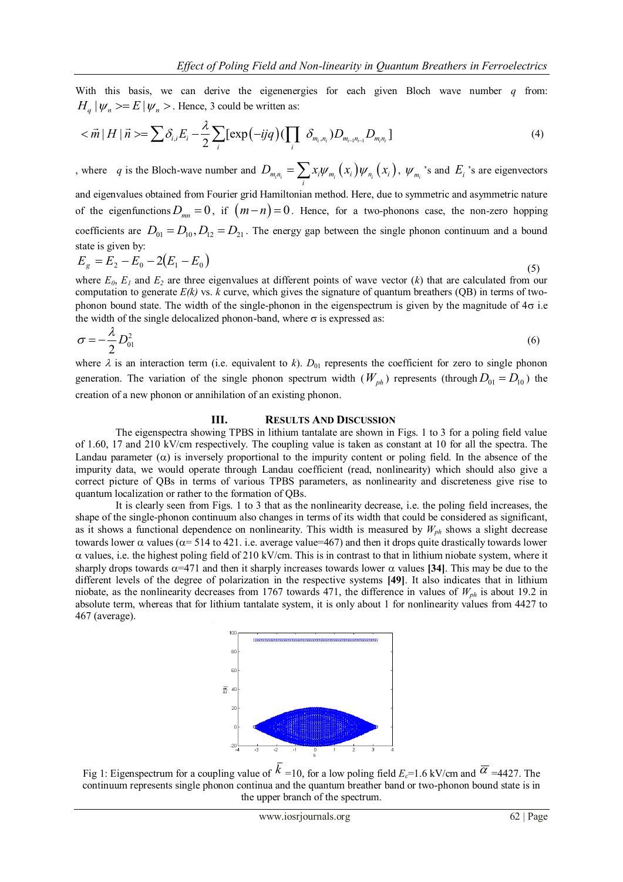With this basis, we can derive the eigenenergies for each given Bloch wave number $q$ from: $H_q|\psi_n>=E|\psi_n>$. Hence, 3 could be written as:

$$<\vec{m}|H|\vec{n}>=\sum\delta_{i,i}E_i-\frac{\lambda}{2}\sum_i[\exp(-ijq)(\prod_i\delta_{m_i,n_i})D_{m_{i-1}n_{i-1}}D_{m_in_i}] \tag{4}$$

, where $q$ is the Bloch-wave number and $D_{m_in_i}=\sum_i x_i\psi_{m_i}(x_i)\psi_{n_i}(x_i)$, $\psi_{m_i}$'s and $E_i$'s are eigenvectors and eigenvalues obtained from Fourier grid Hamiltonian method. Here, due to symmetric and asymmetric nature of the eigenfunctions $D_{mn}=0$, if $(m-n)=0$. Hence, for a two-phonons case, the non-zero hopping coefficients are $D_{01}=D_{10}, D_{12}=D_{21}$. The energy gap between the single phonon continuum and a bound state is given by:

$$E_g=E_2-E_0-2(E_1-E_0) \tag{5}$$

where $E_0$, $E_1$ and $E_2$ are three eigenvalues at different points of wave vector ($k$) that are calculated from our computation to generate $E(k)$ vs. $k$ curve, which gives the signature of quantum breathers (QB) in terms of two-phonon bound state. The width of the single-phonon in the eigenspectrum is given by the magnitude of 4σ i.e the width of the single delocalized phonon-band, where σ is expressed as:

$$\sigma=-\frac{\lambda}{2}D_{01}^2 \tag{6}$$

where $\lambda$ is an interaction term (i.e. equivalent to $k$). $D_{01}$ represents the coefficient for zero to single phonon generation. The variation of the single phonon spectrum width ($W_{ph}$) represents (through $D_{01}=D_{10}$) the creation of a new phonon or annihilation of an existing phonon.

## III. Results And Discussion

The eigenspectra showing TPBS in lithium tantalate are shown in Figs. 1 to 3 for a poling field value of 1.60, 17 and 210 kV/cm respectively. The coupling value is taken as constant at 10 for all the spectra. The Landau parameter (α) is inversely proportional to the impurity content or poling field. In the absence of the impurity data, we would operate through Landau coefficient (read, nonlinearity) which should also give a correct picture of QBs in terms of various TPBS parameters, as nonlinearity and discreteness give rise to quantum localization or rather to the formation of QBs.

It is clearly seen from Figs. 1 to 3 that as the nonlinearity decrease, i.e. the poling field increases, the shape of the single-phonon continuum also changes in terms of its width that could be considered as significant, as it shows a functional dependence on nonlinearity. This width is measured by $W_{ph}$ shows a slight decrease towards lower α values (α= 514 to 421. i.e. average value=467) and then it drops quite drastically towards lower α values, i.e. the highest poling field of 210 kV/cm. This is in contrast to that in lithium niobate system, where it sharply drops towards α=471 and then it sharply increases towards lower α values **[34]**. This may be due to the different levels of the degree of polarization in the respective systems **[49]**. It also indicates that in lithium niobate, as the nonlinearity decreases from 1767 towards 471, the difference in values of $W_{ph}$ is about 19.2 in absolute term, whereas that for lithium tantalate system, it is only about 1 for nonlinearity values from 4427 to 467 (average).

Fig 1: Eigenspectrum for a coupling value of $\bar{k}$ =10, for a low poling field $E_c$=1.6 kV/cm and $\bar{\alpha}$ =4427. The continuum represents single phonon continua and the quantum breather band or two-phonon bound state is in the upper branch of the spectrum.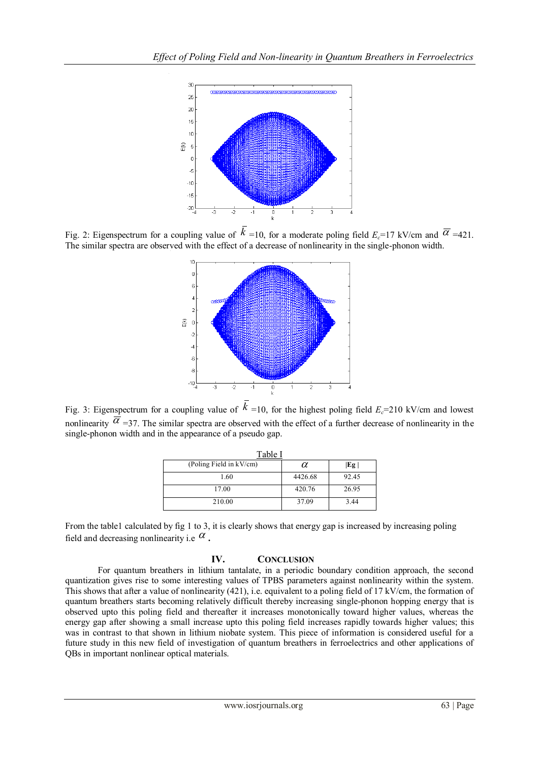Fig. 2: Eigenspectrum for a coupling value of $\bar{k}$ =10, for a moderate poling field $E_c$=17 kV/cm and $\bar{\alpha}$ =421. The similar spectra are observed with the effect of a decrease of nonlinearity in the single-phonon width.

Fig. 3: Eigenspectrum for a coupling value of $\bar{k}$ =10, for the highest poling field $E_c$=210 kV/cm and lowest nonlinearity $\bar{\alpha}$ =37. The similar spectra are observed with the effect of a further decrease of nonlinearity in the single-phonon width and in the appearance of a pseudo gap.

Table I

| (Poling Field in kV/cm) | $\alpha$ | \|Eg\| |
|---|---|---|
| 1.60 | 4426.68 | 92.45 |
| 17.00 | 420.76 | 26.95 |
| 210.00 | 37.09 | 3.44 |

From the table1 calculated by fig 1 to 3, it is clearly shows that energy gap is increased by increasing poling field and decreasing nonlinearity i.e $\alpha$ **.**

## IV. CONCLUSION

For quantum breathers in lithium tantalate, in a periodic boundary condition approach, the second quantization gives rise to some interesting values of TPBS parameters against nonlinearity within the system. This shows that after a value of nonlinearity (421), i.e. equivalent to a poling field of 17 kV/cm, the formation of quantum breathers starts becoming relatively difficult thereby increasing single-phonon hopping energy that is observed upto this poling field and thereafter it increases monotonically toward higher values, whereas the energy gap after showing a small increase upto this poling field increases rapidly towards higher values; this was in contrast to that shown in lithium niobate system. This piece of information is considered useful for a future study in this new field of investigation of quantum breathers in ferroelectrics and other applications of QBs in important nonlinear optical materials.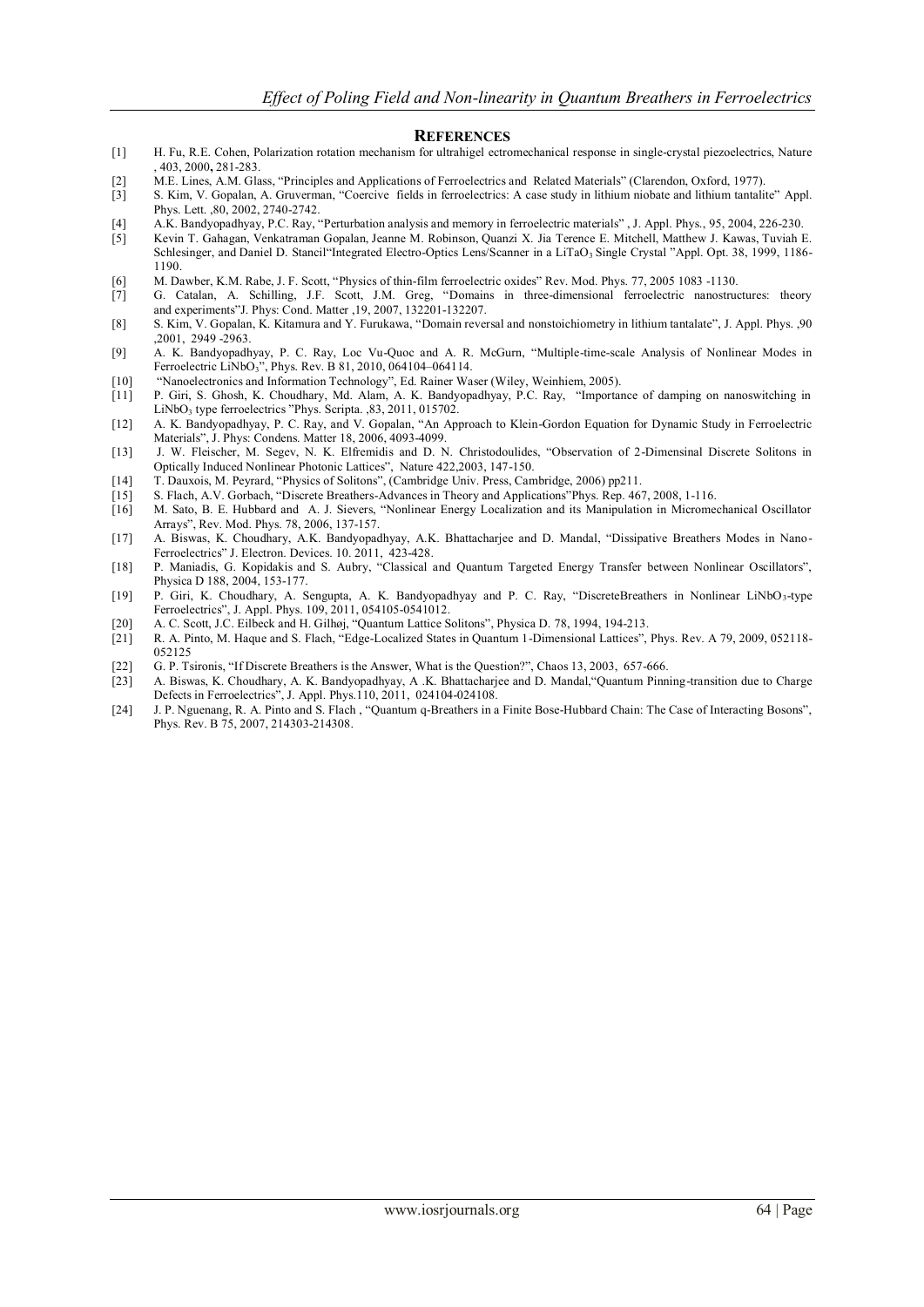## REFERENCES

[1] H. Fu, R.E. Cohen, Polarization rotation mechanism for ultrahigel ectromechanical response in single-crystal piezoelectrics, Nature , 403, 2000, 281-283.

[2] M.E. Lines, A.M. Glass, "Principles and Applications of Ferroelectrics and Related Materials" (Clarendon, Oxford, 1977).

[3] S. Kim, V. Gopalan, A. Gruverman, "Coercive fields in ferroelectrics: A case study in lithium niobate and lithium tantalite" Appl. Phys. Lett. ,80, 2002, 2740-2742.

[4] A.K. Bandyopadhyay, P.C. Ray, "Perturbation analysis and memory in ferroelectric materials" , J. Appl. Phys., 95, 2004, 226-230.

[5] Kevin T. Gahagan, Venkatraman Gopalan, Jeanne M. Robinson, Quanzi X. Jia Terence E. Mitchell, Matthew J. Kawas, Tuviah E. Schlesinger, and Daniel D. Stancil"Integrated Electro-Optics Lens/Scanner in a $LiTaO_3$ Single Crystal "Appl. Opt. 38, 1999, 1186-1190.

[6] M. Dawber, K.M. Rabe, J. F. Scott, "Physics of thin-film ferroelectric oxides" Rev. Mod. Phys. 77, 2005 1083 -1130.

[7] G. Catalan, A. Schilling, J.F. Scott, J.M. Greg, "Domains in three-dimensional ferroelectric nanostructures: theory and experiments"J. Phys: Cond. Matter ,19, 2007, 132201-132207.

[8] S. Kim, V. Gopalan, K. Kitamura and Y. Furukawa, "Domain reversal and nonstoichiometry in lithium tantalate", J. Appl. Phys. ,90 ,2001, 2949 -2963.

[9] A. K. Bandyopadhyay, P. C. Ray, Loc Vu-Quoc and A. R. McGurn, "Multiple-time-scale Analysis of Nonlinear Modes in Ferroelectric $LiNbO_3$", Phys. Rev. B 81, 2010, 064104–064114.

[10] "Nanoelectronics and Information Technology", Ed. Rainer Waser (Wiley, Weinhiem, 2005).

[11] P. Giri, S. Ghosh, K. Choudhary, Md. Alam, A. K. Bandyopadhyay, P.C. Ray, "Importance of damping on nanoswitching in $LiNbO_3$ type ferroelectrics "Phys. Scripta. ,83, 2011, 015702.

[12] A. K. Bandyopadhyay, P. C. Ray, and V. Gopalan, "An Approach to Klein-Gordon Equation for Dynamic Study in Ferroelectric Materials", J. Phys: Condens. Matter 18, 2006, 4093-4099.

[13] J. W. Fleischer, M. Segev, N. K. Elfremidis and D. N. Christodoulides, "Observation of 2-Dimensinal Discrete Solitons in Optically Induced Nonlinear Photonic Lattices", Nature 422,2003, 147-150.

[14] T. Dauxois, M. Peyrard, "Physics of Solitons", (Cambridge Univ. Press, Cambridge, 2006) pp211.

[15] S. Flach, A.V. Gorbach, "Discrete Breathers-Advances in Theory and Applications"Phys. Rep. 467, 2008, 1-116.

[16] M. Sato, B. E. Hubbard and A. J. Sievers, "Nonlinear Energy Localization and its Manipulation in Micromechanical Oscillator Arrays", Rev. Mod. Phys. 78, 2006, 137-157.

[17] A. Biswas, K. Choudhary, A.K. Bandyopadhyay, A.K. Bhattacharjee and D. Mandal, "Dissipative Breathers Modes in Nano-Ferroelectrics" J. Electron. Devices. 10. 2011, 423-428.

[18] P. Maniadis, G. Kopidakis and S. Aubry, "Classical and Quantum Targeted Energy Transfer between Nonlinear Oscillators", Physica D 188, 2004, 153-177.

[19] P. Giri, K. Choudhary, A. Sengupta, A. K. Bandyopadhyay and P. C. Ray, "DiscreteBreathers in Nonlinear $LiNbO_3$-type Ferroelectrics", J. Appl. Phys. 109, 2011, 054105-0541012.

[20] A. C. Scott, J.C. Eilbeck and H. Gilhøj, "Quantum Lattice Solitons", Physica D. 78, 1994, 194-213.

[21] R. A. Pinto, M. Haque and S. Flach, "Edge-Localized States in Quantum 1-Dimensional Lattices", Phys. Rev. A 79, 2009, 052118-052125

[22] G. P. Tsironis, "If Discrete Breathers is the Answer, What is the Question?", Chaos 13, 2003, 657-666.

[23] A. Biswas, K. Choudhary, A. K. Bandyopadhyay, A .K. Bhattacharjee and D. Mandal,"Quantum Pinning-transition due to Charge Defects in Ferroelectrics", J. Appl. Phys.110, 2011, 024104-024108.

[24] J. P. Nguenang, R. A. Pinto and S. Flach , "Quantum q-Breathers in a Finite Bose-Hubbard Chain: The Case of Interacting Bosons", Phys. Rev. B 75, 2007, 214303-214308.